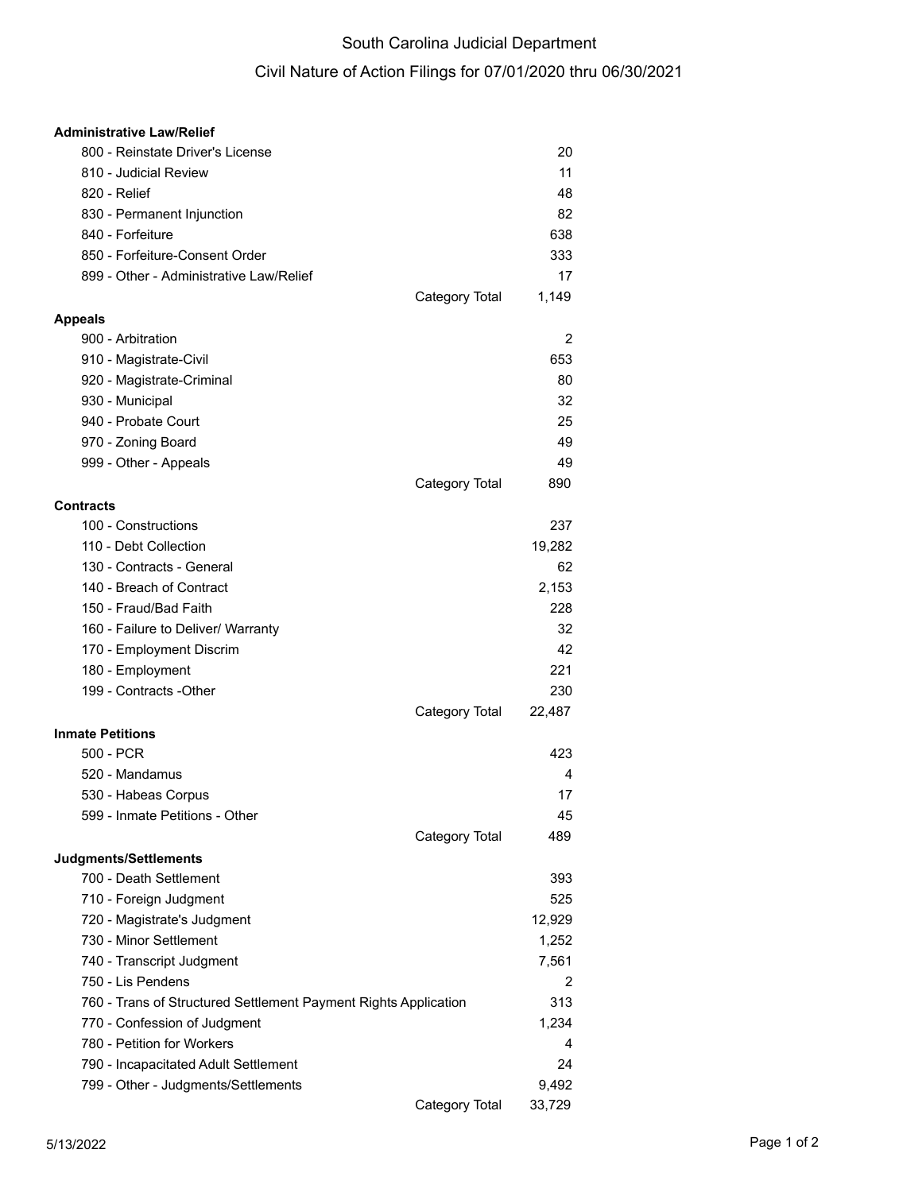# South Carolina Judicial Department

## Civil Nature of Action Filings for 07/01/2020 thru 06/30/2021

| Nature of Action | | Filings |
|---|---|---|
| **Administrative Law/Relief** | | |
| 800 - Reinstate Driver's License | | 20 |
| 810 - Judicial Review | | 11 |
| 820 - Relief | | 48 |
| 830 - Permanent Injunction | | 82 |
| 840 - Forfeiture | | 638 |
| 850 - Forfeiture-Consent Order | | 333 |
| 899 - Other - Administrative Law/Relief | | 17 |
| | Category Total | 1,149 |
| **Appeals** | | |
| 900 - Arbitration | | 2 |
| 910 - Magistrate-Civil | | 653 |
| 920 - Magistrate-Criminal | | 80 |
| 930 - Municipal | | 32 |
| 940 - Probate Court | | 25 |
| 970 - Zoning Board | | 49 |
| 999 - Other - Appeals | | 49 |
| | Category Total | 890 |
| **Contracts** | | |
| 100 - Constructions | | 237 |
| 110 - Debt Collection | | 19,282 |
| 130 - Contracts - General | | 62 |
| 140 - Breach of Contract | | 2,153 |
| 150 - Fraud/Bad Faith | | 228 |
| 160 - Failure to Deliver/ Warranty | | 32 |
| 170 - Employment Discrim | | 42 |
| 180 - Employment | | 221 |
| 199 - Contracts -Other | | 230 |
| | Category Total | 22,487 |
| **Inmate Petitions** | | |
| 500 - PCR | | 423 |
| 520 - Mandamus | | 4 |
| 530 - Habeas Corpus | | 17 |
| 599 - Inmate Petitions - Other | | 45 |
| | Category Total | 489 |
| **Judgments/Settlements** | | |
| 700 - Death Settlement | | 393 |
| 710 - Foreign Judgment | | 525 |
| 720 - Magistrate's Judgment | | 12,929 |
| 730 - Minor Settlement | | 1,252 |
| 740 - Transcript Judgment | | 7,561 |
| 750 - Lis Pendens | | 2 |
| 760 - Trans of Structured Settlement Payment Rights Application | | 313 |
| 770 - Confession of Judgment | | 1,234 |
| 780 - Petition for Workers | | 4 |
| 790 - Incapacitated Adult Settlement | | 24 |
| 799 - Other - Judgments/Settlements | | 9,492 |
| | Category Total | 33,729 |

5/13/2022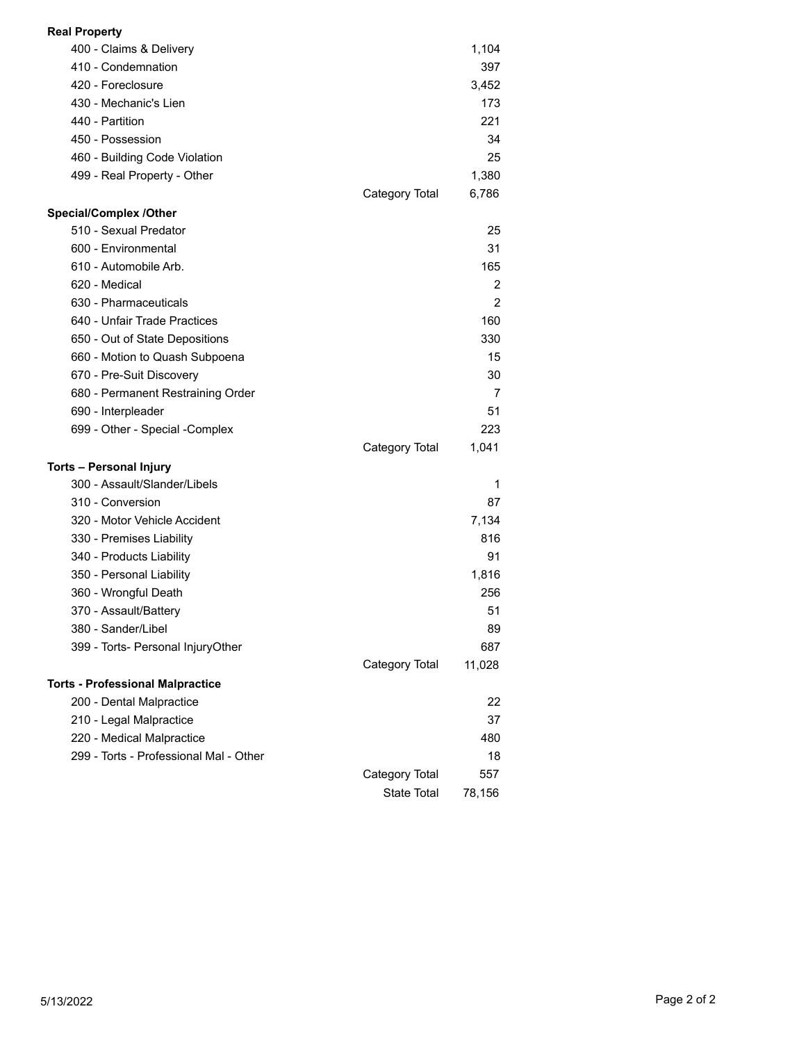**Real Property**

| | | |
|---|---|---|
| 400 - Claims & Delivery | | 1,104 |
| 410 - Condemnation | | 397 |
| 420 - Foreclosure | | 3,452 |
| 430 - Mechanic's Lien | | 173 |
| 440 - Partition | | 221 |
| 450 - Possession | | 34 |
| 460 - Building Code Violation | | 25 |
| 499 - Real Property - Other | | 1,380 |
| | Category Total | 6,786 |

**Special/Complex /Other**

| | | |
|---|---|---|
| 510 - Sexual Predator | | 25 |
| 600 - Environmental | | 31 |
| 610 - Automobile Arb. | | 165 |
| 620 - Medical | | 2 |
| 630 - Pharmaceuticals | | 2 |
| 640 - Unfair Trade Practices | | 160 |
| 650 - Out of State Depositions | | 330 |
| 660 - Motion to Quash Subpoena | | 15 |
| 670 - Pre-Suit Discovery | | 30 |
| 680 - Permanent Restraining Order | | 7 |
| 690 - Interpleader | | 51 |
| 699 - Other - Special -Complex | | 223 |
| | Category Total | 1,041 |

**Torts – Personal Injury**

| | | |
|---|---|---|
| 300 - Assault/Slander/Libels | | 1 |
| 310 - Conversion | | 87 |
| 320 - Motor Vehicle Accident | | 7,134 |
| 330 - Premises Liability | | 816 |
| 340 - Products Liability | | 91 |
| 350 - Personal Liability | | 1,816 |
| 360 - Wrongful Death | | 256 |
| 370 - Assault/Battery | | 51 |
| 380 - Sander/Libel | | 89 |
| 399 - Torts- Personal InjuryOther | | 687 |
| | Category Total | 11,028 |

**Torts - Professional Malpractice**

| | | |
|---|---|---|
| 200 - Dental Malpractice | | 22 |
| 210 - Legal Malpractice | | 37 |
| 220 - Medical Malpractice | | 480 |
| 299 - Torts - Professional Mal - Other | | 18 |
| | Category Total | 557 |
| | State Total | 78,156 |

5/13/2022